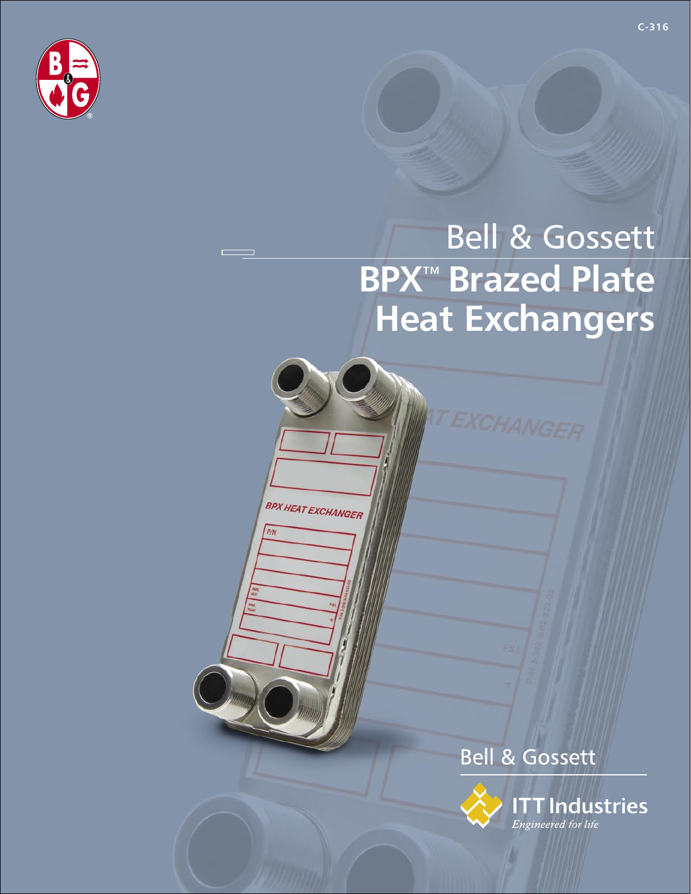C-316

# Bell & Gossett

# BPX™ Brazed Plate Heat Exchangers

Bell & Gossett

ITT Industries

*Engineered for life*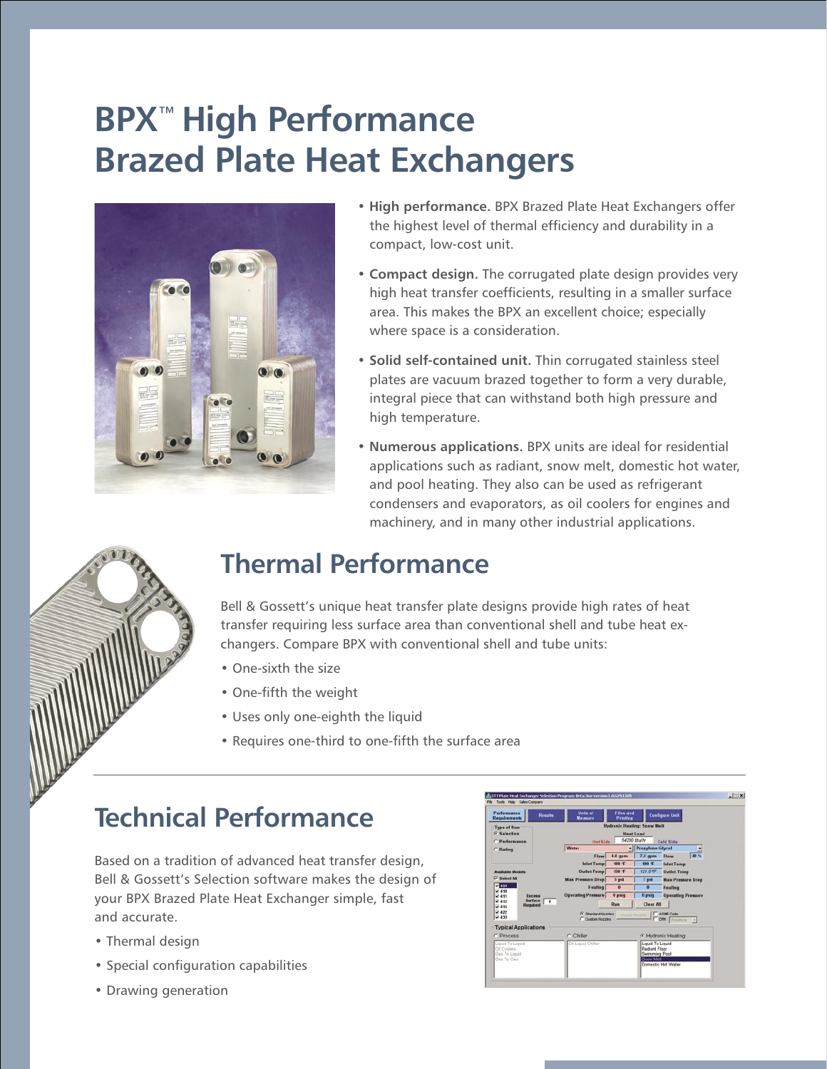# BPX™ High Performance Brazed Plate Heat Exchangers

- **High performance.** BPX Brazed Plate Heat Exchangers offer the highest level of thermal efficiency and durability in a compact, low-cost unit.
- **Compact design.** The corrugated plate design provides very high heat transfer coefficients, resulting in a smaller surface area. This makes the BPX an excellent choice; especially where space is a consideration.
- **Solid self-contained unit.** Thin corrugated stainless steel plates are vacuum brazed together to form a very durable, integral piece that can withstand both high pressure and high temperature.
- **Numerous applications.** BPX units are ideal for residential applications such as radiant, snow melt, domestic hot water, and pool heating. They also can be used as refrigerant condensers and evaporators, as oil coolers for engines and machinery, and in many other industrial applications.

## Thermal Performance

Bell & Gossett's unique heat transfer plate designs provide high rates of heat transfer requiring less surface area than conventional shell and tube heat exchangers. Compare BPX with conventional shell and tube units:

- One-sixth the size
- One-fifth the weight
- Uses only one-eighth the liquid
- Requires one-third to one-fifth the surface area

## Technical Performance

Based on a tradition of advanced heat transfer design, Bell & Gossett's Selection software makes the design of your BPX Brazed Plate Heat Exchanger simple, fast and accurate.

- Thermal design
- Special configuration capabilities
- Drawing generation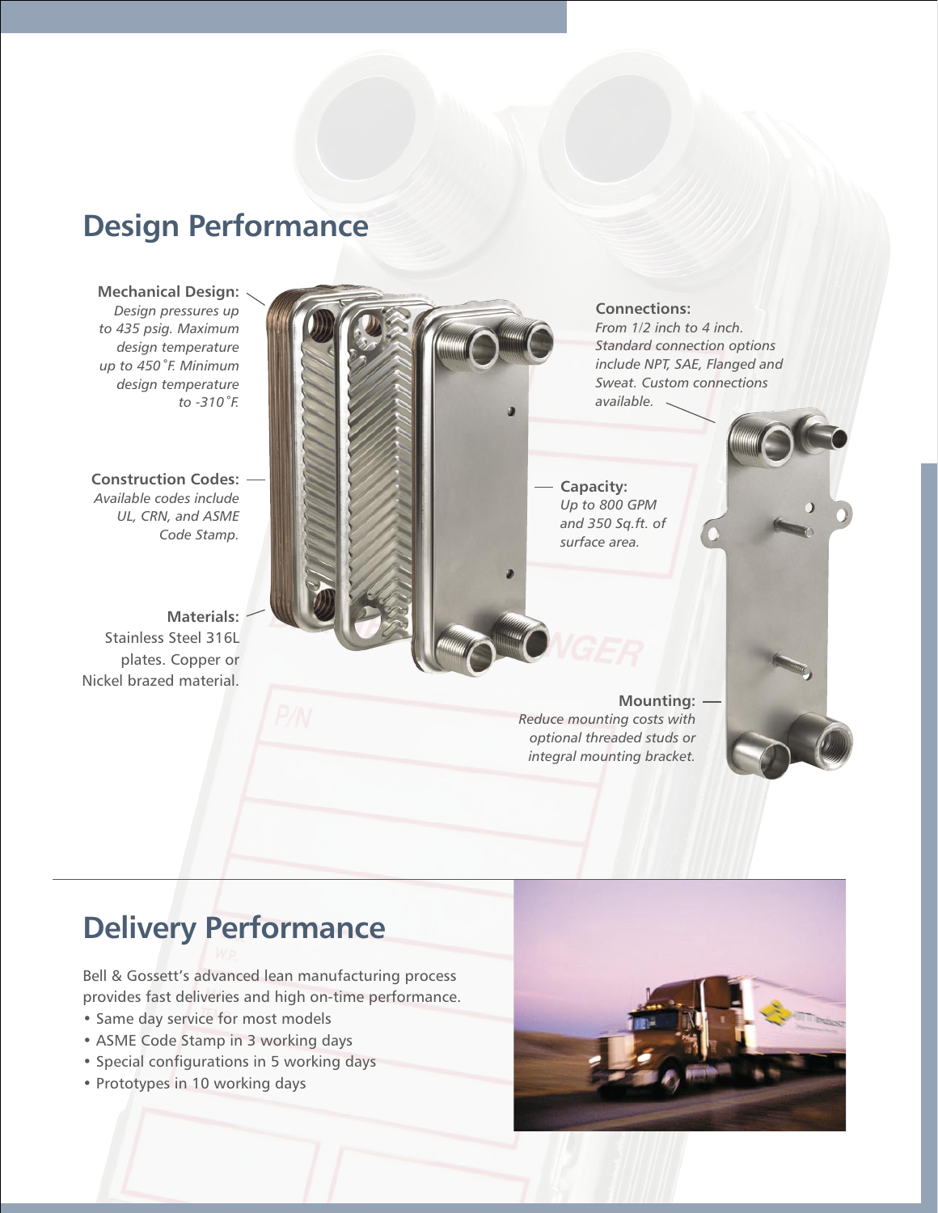## Design Performance

**Mechanical Design:**
*Design pressures up to 435 psig. Maximum design temperature up to 450˚F. Minimum design temperature to -310˚F.*

**Construction Codes:**
*Available codes include UL, CRN, and ASME Code Stamp.*

**Materials:**
Stainless Steel 316L plates. Copper or Nickel brazed material.

**Connections:**
*From 1/2 inch to 4 inch. Standard connection options include NPT, SAE, Flanged and Sweat. Custom connections available.*

**Capacity:**
*Up to 800 GPM and 350 Sq.ft. of surface area.*

**Mounting:**
*Reduce mounting costs with optional threaded studs or integral mounting bracket.*

## Delivery Performance

Bell & Gossett's advanced lean manufacturing process provides fast deliveries and high on-time performance.

- Same day service for most models
- ASME Code Stamp in 3 working days
- Special configurations in 5 working days
- Prototypes in 10 working days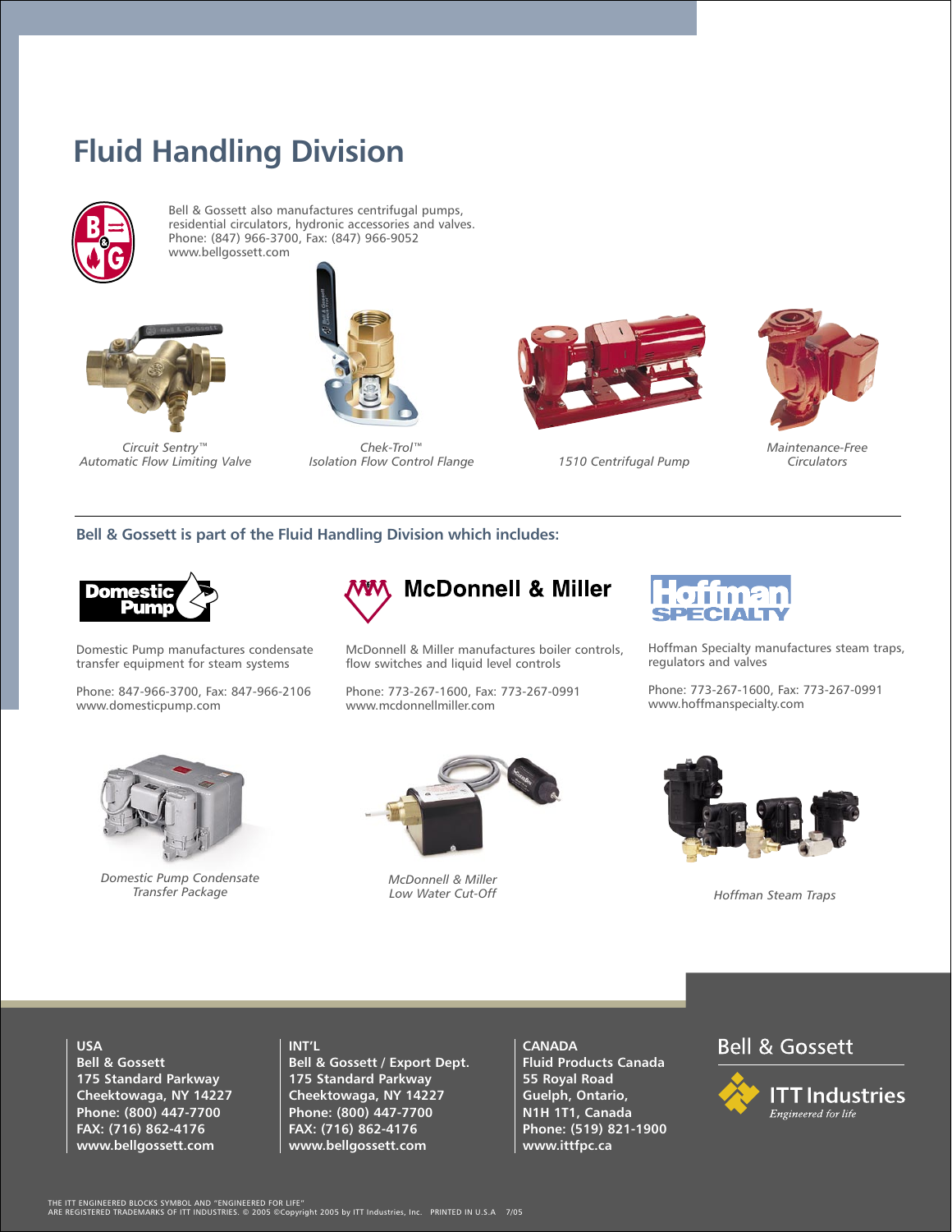# Fluid Handling Division

Bell & Gossett also manufactures centrifugal pumps, residential circulators, hydronic accessories and valves.
Phone: (847) 966-3700, Fax: (847) 966-9052
www.bellgossett.com

*Circuit Sentry™*
*Automatic Flow Limiting Valve*

*Chek-Trol™*
*Isolation Flow Control Flange*

*1510 Centrifugal Pump*

*Maintenance-Free Circulators*

**Bell & Gossett is part of the Fluid Handling Division which includes:**

Domestic Pump manufactures condensate transfer equipment for steam systems

Phone: 847-966-3700, Fax: 847-966-2106
www.domesticpump.com

McDonnell & Miller manufactures boiler controls, flow switches and liquid level controls

Phone: 773-267-1600, Fax: 773-267-0991
www.mcdonnellmiller.com

Hoffman Specialty manufactures steam traps, regulators and valves

Phone: 773-267-1600, Fax: 773-267-0991
www.hoffmanspecialty.com

*Domestic Pump Condensate Transfer Package*

*McDonnell & Miller Low Water Cut-Off*

*Hoffman Steam Traps*

**USA**
**Bell & Gossett**
**175 Standard Parkway**
**Cheektowaga, NY 14227**
**Phone: (800) 447-7700**
**FAX: (716) 862-4176**
**www.bellgossett.com**

**INT'L**
**Bell & Gossett / Export Dept.**
**175 Standard Parkway**
**Cheektowaga, NY 14227**
**Phone: (800) 447-7700**
**FAX: (716) 862-4176**
**www.bellgossett.com**

**CANADA**
**Fluid Products Canada**
**55 Royal Road**
**Guelph, Ontario,**
**N1H 1T1, Canada**
**Phone: (519) 821-1900**
**www.ittfpc.ca**

Bell & Gossett

ITT Industries
*Engineered for life*

THE ITT ENGINEERED BLOCKS SYMBOL AND "ENGINEERED FOR LIFE" ARE REGISTERED TRADEMARKS OF ITT INDUSTRIES. © 2005 ©Copyright 2005 by ITT Industries, Inc. PRINTED IN U.S.A 7/05